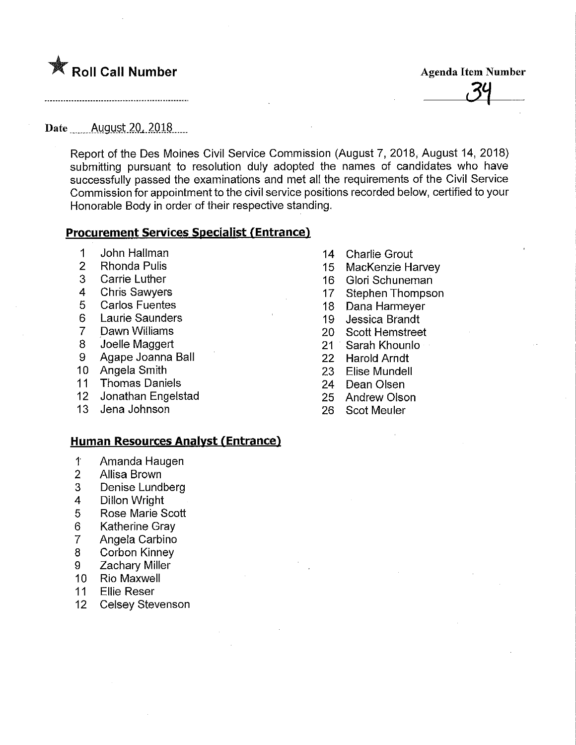★ **Roll Call Number**

**Agenda Item Number**

34

Date August 20, 2018

Report of the Des Moines Civil Service Commission (August 7, 2018, August 14, 2018) submitting pursuant to resolution duly adopted the names of candidates who have successfully passed the examinations and met all the requirements of the Civil Service Commission for appointment to the civil service positions recorded below, certified to your Honorable Body in order of their respective standing.

## Procurement Services Specialist (Entrance)

1. John Hallman
2. Rhonda Pulis
3. Carrie Luther
4. Chris Sawyers
5. Carlos Fuentes
6. Laurie Saunders
7. Dawn Williams
8. Joelle Maggert
9. Agape Joanna Ball
10. Angela Smith
11. Thomas Daniels
12. Jonathan Engelstad
13. Jena Johnson
14. Charlie Grout
15. MacKenzie Harvey
16. Glori Schuneman
17. Stephen Thompson
18. Dana Harmeyer
19. Jessica Brandt
20. Scott Hemstreet
21. Sarah Khounlo
22. Harold Arndt
23. Elise Mundell
24. Dean Olsen
25. Andrew Olson
26. Scot Meuler

## Human Resources Analyst (Entrance)

1. Amanda Haugen
2. Allisa Brown
3. Denise Lundberg
4. Dillon Wright
5. Rose Marie Scott
6. Katherine Gray
7. Angela Carbino
8. Corbon Kinney
9. Zachary Miller
10. Rio Maxwell
11. Ellie Reser
12. Celsey Stevenson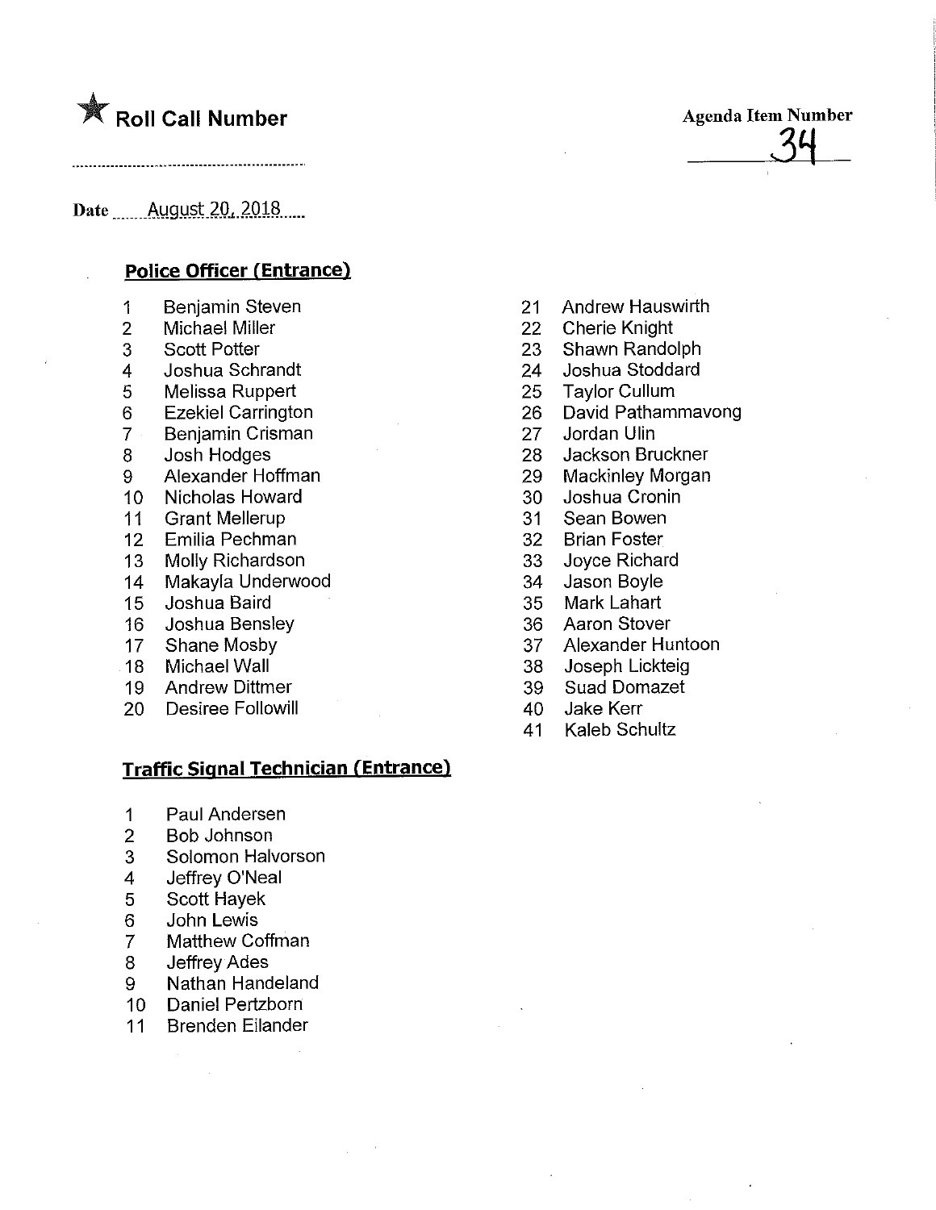★ **Roll Call Number**

Agenda Item Number

34

Date August 20, 2018

## Police Officer (Entrance)

1. Benjamin Steven
2. Michael Miller
3. Scott Potter
4. Joshua Schrandt
5. Melissa Ruppert
6. Ezekiel Carrington
7. Benjamin Crisman
8. Josh Hodges
9. Alexander Hoffman
10. Nicholas Howard
11. Grant Mellerup
12. Emilia Pechman
13. Molly Richardson
14. Makayla Underwood
15. Joshua Baird
16. Joshua Bensley
17. Shane Mosby
18. Michael Wall
19. Andrew Dittmer
20. Desiree Followill
21. Andrew Hauswirth
22. Cherie Knight
23. Shawn Randolph
24. Joshua Stoddard
25. Taylor Cullum
26. David Pathammavong
27. Jordan Ulin
28. Jackson Bruckner
29. Mackinley Morgan
30. Joshua Cronin
31. Sean Bowen
32. Brian Foster
33. Joyce Richard
34. Jason Boyle
35. Mark Lahart
36. Aaron Stover
37. Alexander Huntoon
38. Joseph Lickteig
39. Suad Domazet
40. Jake Kerr
41. Kaleb Schultz

## Traffic Signal Technician (Entrance)

1. Paul Andersen
2. Bob Johnson
3. Solomon Halvorson
4. Jeffrey O'Neal
5. Scott Hayek
6. John Lewis
7. Matthew Coffman
8. Jeffrey Ades
9. Nathan Handeland
10. Daniel Pertzborn
11. Brenden Eilander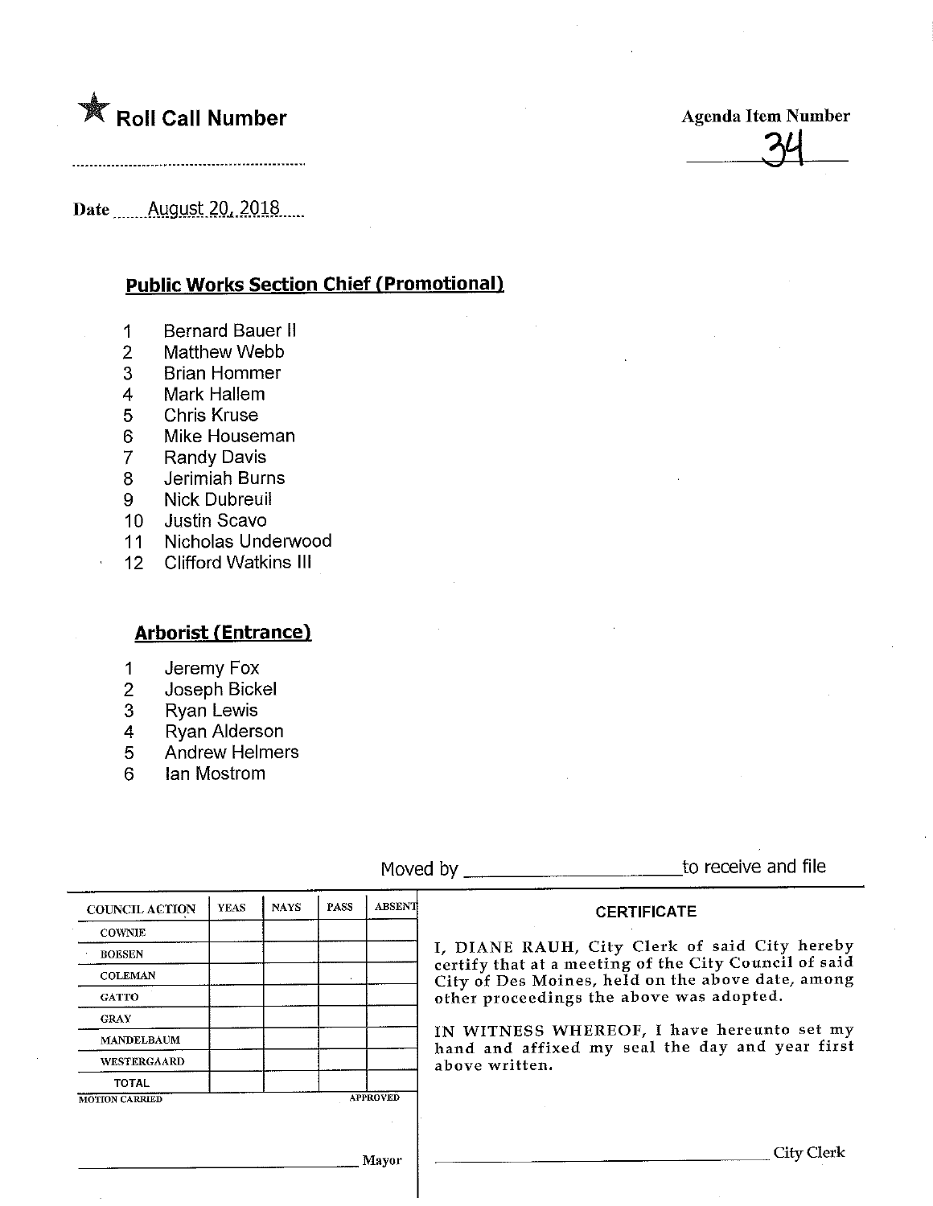★ **Roll Call Number**

..........................................................

**Agenda Item Number**

34

Date August 20, 2018

## Public Works Section Chief (Promotional)

1. Bernard Bauer II
2. Matthew Webb
3. Brian Hommer
4. Mark Hallem
5. Chris Kruse
6. Mike Houseman
7. Randy Davis
8. Jerimiah Burns
9. Nick Dubreuil
10. Justin Scavo
11. Nicholas Underwood
12. Clifford Watkins III

## Arborist (Entrance)

1. Jeremy Fox
2. Joseph Bickel
3. Ryan Lewis
4. Ryan Alderson
5. Andrew Helmers
6. Ian Mostrom

Moved by ______________________ to receive and file

| COUNCIL ACTION | YEAS | NAYS | PASS | ABSENT |
|---|---|---|---|---|
| COWNIE | | | | |
| BOESEN | | | | |
| COLEMAN | | | | |
| GATTO | | | | |
| GRAY | | | | |
| MANDELBAUM | | | | |
| WESTERGAARD | | | | |
| TOTAL | | | | |

MOTION CARRIED APPROVED

______________________________ Mayor

**CERTIFICATE**

I, DIANE RAUH, City Clerk of said City hereby certify that at a meeting of the City Council of said City of Des Moines, held on the above date, among other proceedings the above was adopted.

IN WITNESS WHEREOF, I have hereunto set my hand and affixed my seal the day and year first above written.

______________________________ City Clerk